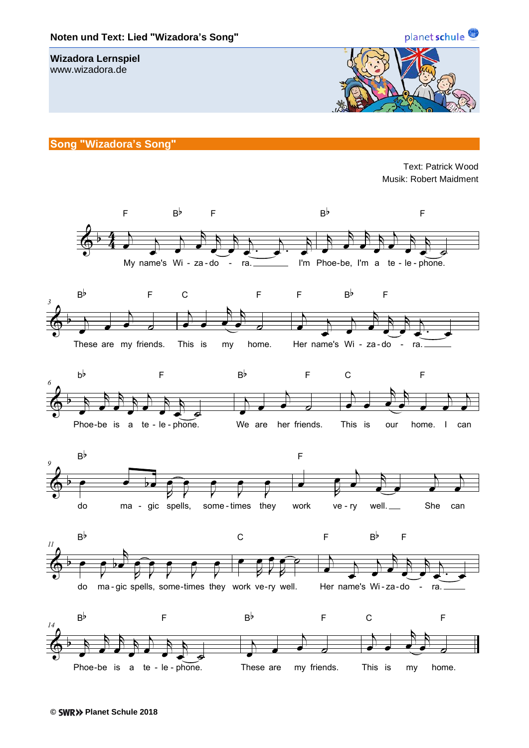**Noten und Text: Lied "Wizadora's Song"**

**Wizadora Lernspiel**
www.wizadora.de

## Song "Wizadora's Song"

Text: Patrick Wood
Musik: Robert Maidment

My name's Wi - za - do - ra. I'm Phoe-be, I'm a te - le - phone.
These are my friends. This is my home. Her name's Wi - za - do - ra.
Phoe-be is a te - le - phone. We are her friends. This is our home. I can
do ma - gic spells, some - times they work ve - ry well. She can
do ma - gic spells, some-times they work ve-ry well. Her name's Wi - za - do - ra.
Phoe-be is a te - le - phone. These are my friends. This is my home.

© SWR Planet Schule 2018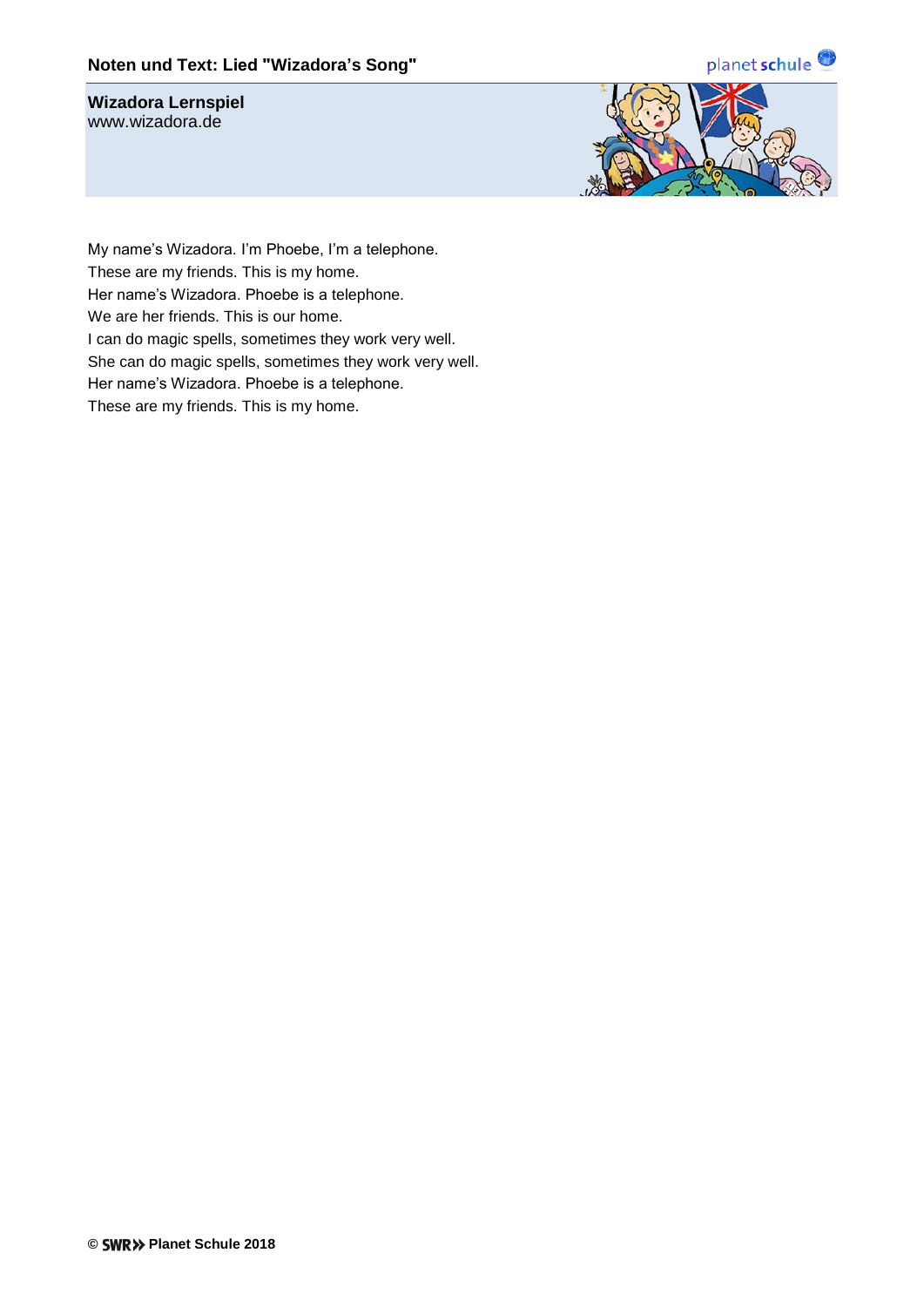## Noten und Text: Lied "Wizadora's Song"

**Wizadora Lernspiel**
www.wizadora.de

My name's Wizadora. I'm Phoebe, I'm a telephone.
These are my friends. This is my home.
Her name's Wizadora. Phoebe is a telephone.
We are her friends. This is our home.
I can do magic spells, sometimes they work very well.
She can do magic spells, sometimes they work very well.
Her name's Wizadora. Phoebe is a telephone.
These are my friends. This is my home.

**© SWR Planet Schule 2018**